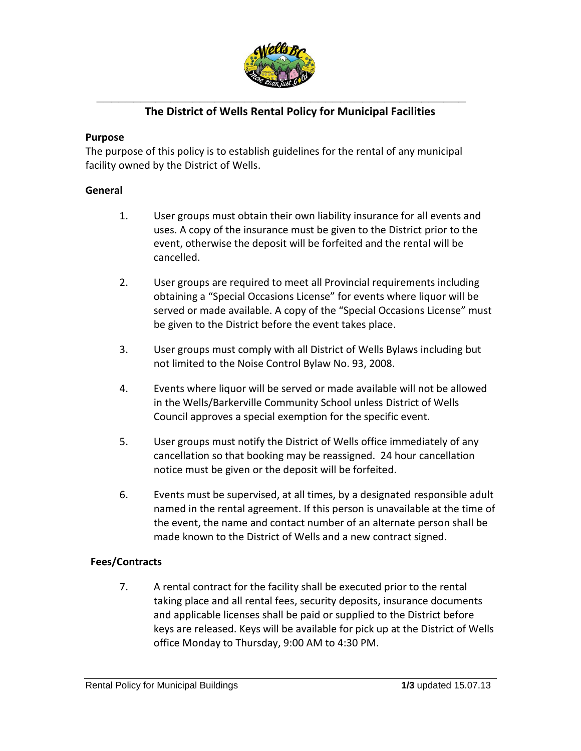# The District of Wells Rental Policy for Municipal Facilities

**Purpose**

The purpose of this policy is to establish guidelines for the rental of any municipal facility owned by the District of Wells.

**General**

1. User groups must obtain their own liability insurance for all events and uses. A copy of the insurance must be given to the District prior to the event, otherwise the deposit will be forfeited and the rental will be cancelled.

2. User groups are required to meet all Provincial requirements including obtaining a "Special Occasions License" for events where liquor will be served or made available. A copy of the "Special Occasions License" must be given to the District before the event takes place.

3. User groups must comply with all District of Wells Bylaws including but not limited to the Noise Control Bylaw No. 93, 2008.

4. Events where liquor will be served or made available will not be allowed in the Wells/Barkerville Community School unless District of Wells Council approves a special exemption for the specific event.

5. User groups must notify the District of Wells office immediately of any cancellation so that booking may be reassigned. 24 hour cancellation notice must be given or the deposit will be forfeited.

6. Events must be supervised, at all times, by a designated responsible adult named in the rental agreement. If this person is unavailable at the time of the event, the name and contact number of an alternate person shall be made known to the District of Wells and a new contract signed.

**Fees/Contracts**

7. A rental contract for the facility shall be executed prior to the rental taking place and all rental fees, security deposits, insurance documents and applicable licenses shall be paid or supplied to the District before keys are released. Keys will be available for pick up at the District of Wells office Monday to Thursday, 9:00 AM to 4:30 PM.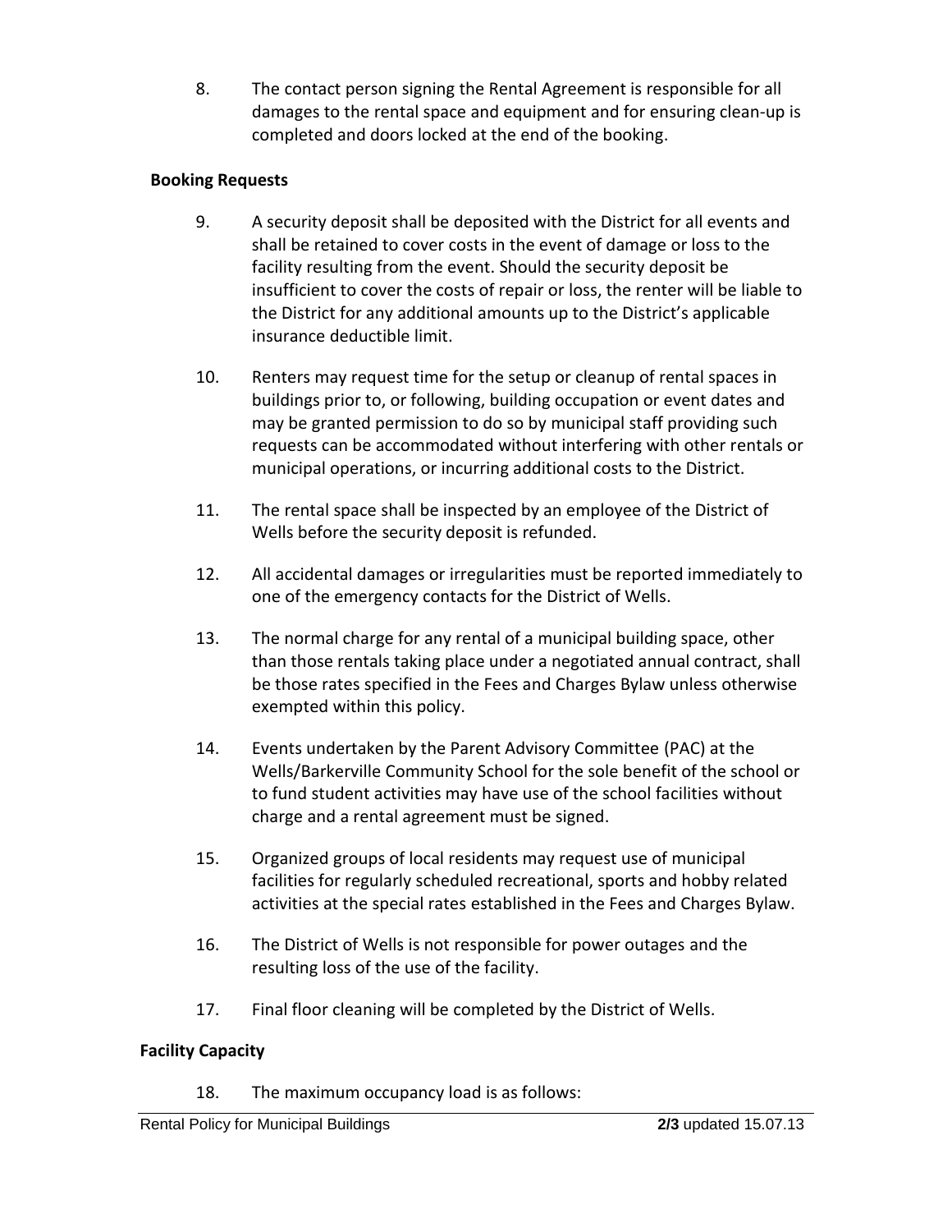8. The contact person signing the Rental Agreement is responsible for all damages to the rental space and equipment and for ensuring clean-up is completed and doors locked at the end of the booking.

**Booking Requests**

9. A security deposit shall be deposited with the District for all events and shall be retained to cover costs in the event of damage or loss to the facility resulting from the event. Should the security deposit be insufficient to cover the costs of repair or loss, the renter will be liable to the District for any additional amounts up to the District's applicable insurance deductible limit.

10. Renters may request time for the setup or cleanup of rental spaces in buildings prior to, or following, building occupation or event dates and may be granted permission to do so by municipal staff providing such requests can be accommodated without interfering with other rentals or municipal operations, or incurring additional costs to the District.

11. The rental space shall be inspected by an employee of the District of Wells before the security deposit is refunded.

12. All accidental damages or irregularities must be reported immediately to one of the emergency contacts for the District of Wells.

13. The normal charge for any rental of a municipal building space, other than those rentals taking place under a negotiated annual contract, shall be those rates specified in the Fees and Charges Bylaw unless otherwise exempted within this policy.

14. Events undertaken by the Parent Advisory Committee (PAC) at the Wells/Barkerville Community School for the sole benefit of the school or to fund student activities may have use of the school facilities without charge and a rental agreement must be signed.

15. Organized groups of local residents may request use of municipal facilities for regularly scheduled recreational, sports and hobby related activities at the special rates established in the Fees and Charges Bylaw.

16. The District of Wells is not responsible for power outages and the resulting loss of the use of the facility.

17. Final floor cleaning will be completed by the District of Wells.

**Facility Capacity**

18. The maximum occupancy load is as follows: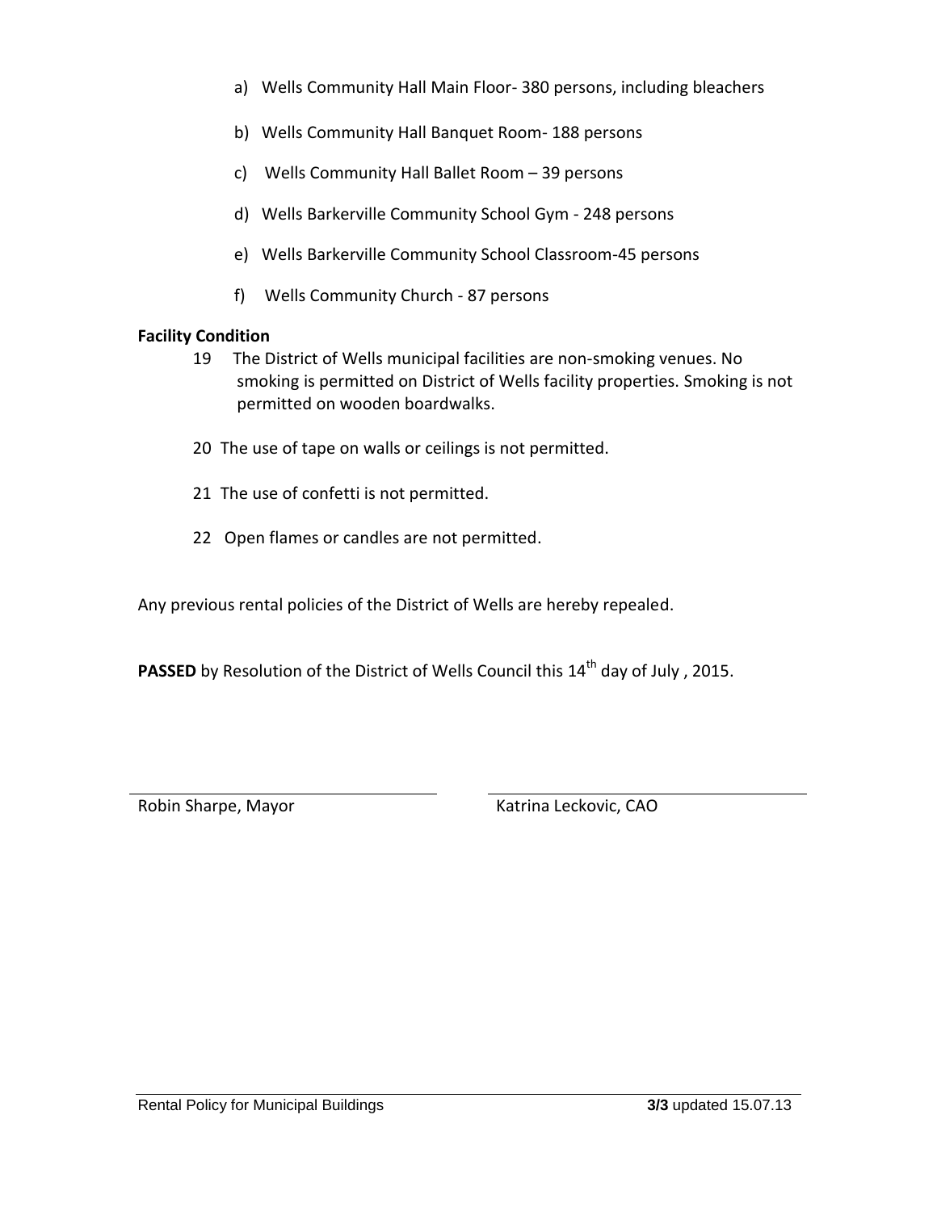a) Wells Community Hall Main Floor- 380 persons, including bleachers

b) Wells Community Hall Banquet Room- 188 persons

c) Wells Community Hall Ballet Room – 39 persons

d) Wells Barkerville Community School Gym - 248 persons

e) Wells Barkerville Community School Classroom-45 persons

f) Wells Community Church - 87 persons

**Facility Condition**

19 The District of Wells municipal facilities are non-smoking venues. No smoking is permitted on District of Wells facility properties. Smoking is not permitted on wooden boardwalks.

20 The use of tape on walls or ceilings is not permitted.

21 The use of confetti is not permitted.

22 Open flames or candles are not permitted.

Any previous rental policies of the District of Wells are hereby repealed.

**PASSED** by Resolution of the District of Wells Council this 14th day of July , 2015.

Robin Sharpe, Mayor

Katrina Leckovic, CAO